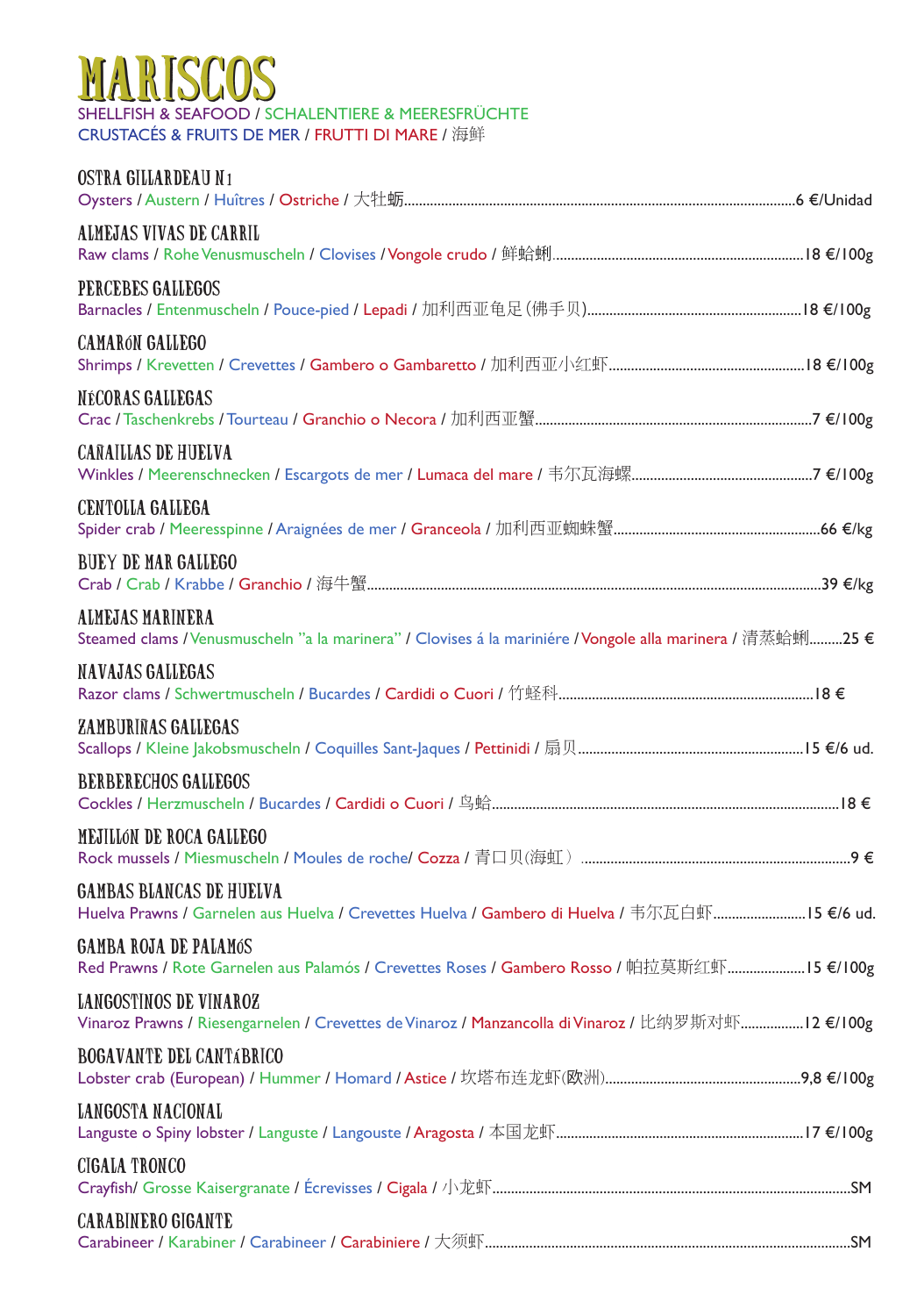# MARISCOS

SHELLFISH & SEAFOOD / SCHALENTIERE & MEERESFRÜCHTE
CRUSTACÉS & FRUITS DE MER / FRUTTI DI MARE / 海鲜

**OSTRA GILLARDEAU N1**
Oysters / Austern / Huîtres / Ostriche / 大牡蛎.......6 €/Unidad

**ALMEJAS VIVAS DE CARRIL**
Raw clams / Rohe Venusmuscheln / Clovises / Vongole crudo / 鲜蛤蜊.......18 €/100g

**PERCEBES GALLEGOS**
Barnacles / Entenmuscheln / Pouce-pied / Lepadi / 加利西亚龟足 (佛手贝).......18 €/100g

**CAMARÓN GALLEGO**
Shrimps / Krevetten / Crevettes / Gambero o Gambaretto / 加利西亚小红虾.......18 €/100g

**NÉCORAS GALLEGAS**
Crac / Taschenkrebs / Tourteau / Granchio o Necora / 加利西亚蟹.......7 €/100g

**CAÑAILLAS DE HUELVA**
Winkles / Meerenschnecken / Escargots de mer / Lumaca del mare / 韦尔瓦海螺.......7 €/100g

**CENTOLLA GALLEGA**
Spider crab / Meeresspinne / Araignées de mer / Granceola / 加利西亚蜘蛛蟹.......66 €/kg

**BUEY DE MAR GALLEGO**
Crab / Crab / Krabbe / Granchio / 海牛蟹.......39 €/kg

**ALMEJAS MARINERA**
Steamed clams / Venusmuscheln "a la marinera" / Clovises á la mariniére / Vongole alla marinera / 清蒸蛤蜊.......25 €

**NAVAJAS GALLEGAS**
Razor clams / Schwertmuscheln / Bucardes / Cardidi o Cuori / 竹蛏科.......18 €

**ZAMBURIÑAS GALLEGAS**
Scallops / Kleine Jakobsmuscheln / Coquilles Sant-Jaques / Pettinidi / 扇贝.......15 €/6 ud.

**BERBERECHOS GALLEGOS**
Cockles / Herzmuscheln / Bucardes / Cardidi o Cuori / 鸟蛤.......18 €

**MEJILLÓN DE ROCA GALLEGO**
Rock mussels / Miesmuscheln / Moules de roche/ Cozza / 青口贝(海虹）.......9 €

**GAMBAS BLANCAS DE HUELVA**
Huelva Prawns / Garnelen aus Huelva / Crevettes Huelva / Gambero di Huelva / 韦尔瓦白虾.......15 €/6 ud.

**GAMBA ROJA DE PALAMÓS**
Red Prawns / Rote Garnelen aus Palamós / Crevettes Roses / Gambero Rosso / 帕拉莫斯红虾.......15 €/100g

**LANGOSTINOS DE VINAROZ**
Vinaroz Prawns / Riesengarnelen / Crevettes de Vinaroz / Manzancolla di Vinaroz / 比纳罗斯对虾.......12 €/100g

**BOGAVANTE DEL CANTÁBRICO**
Lobster crab (European) / Hummer / Homard / Astice / 坎塔布连龙虾(欧洲).......9,8 €/100g

**LANGOSTA NACIONAL**
Languste o Spiny lobster / Languste / Langouste / Aragosta / 本国龙虾.......17 €/100g

**CIGALA TRONCO**
Crayfish/ Grosse Kaisergranate / Écrevisses / Cigala / 小龙虾.......SM

**CARABINERO GIGANTE**
Carabineer / Karabiner / Carabineer / Carabiniere / 大须虾.......SM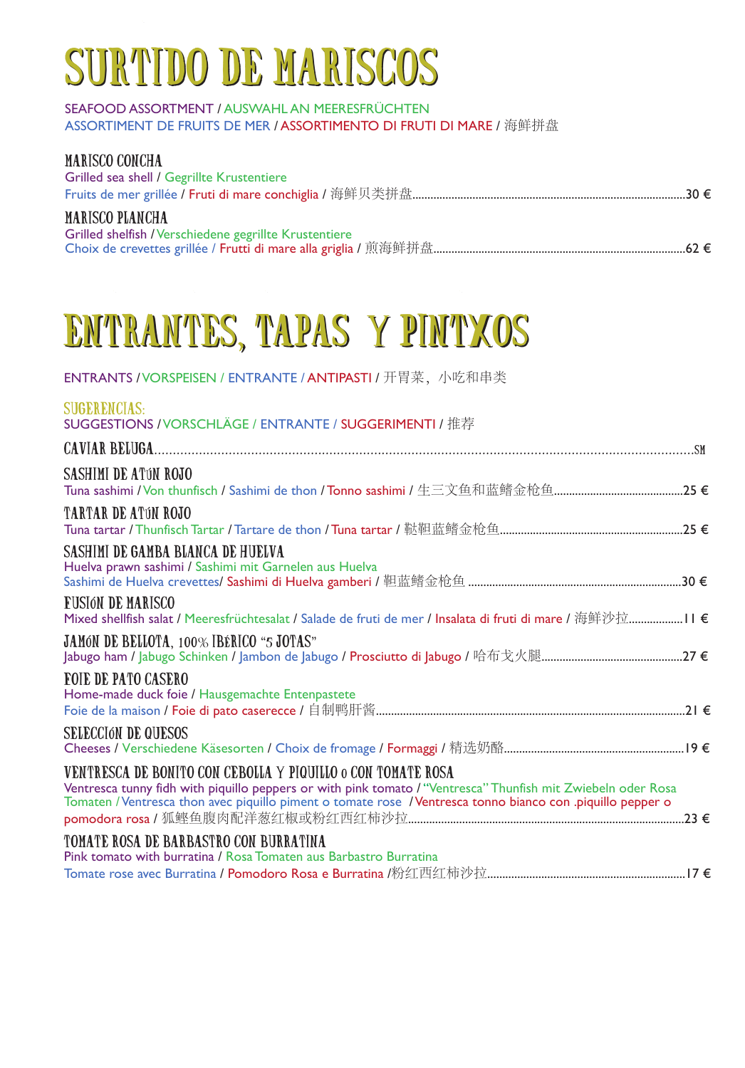# SURTIDO DE MARISCOS

SEAFOOD ASSORTMENT / AUSWAHL AN MEERESFRÜCHTEN
ASSORTIMENT DE FRUITS DE MER / ASSORTIMENTO DI FRUTI DI MARE / 海鲜拼盘

### MARISCO CONCHA
Grilled sea shell / Gegrillte Krustentiere
Fruits de mer grillée / Fruti di mare conchiglia / 海鲜贝类拼盘 ........ 30 €

### MARISCO PLANCHA
Grilled shelfish / Verschiedene gegrillte Krustentiere
Choix de crevettes grillée / Frutti di mare alla griglia / 煎海鲜拼盘 ........ 62 €

# ENTRANTES, TAPAS Y PINTXOS

ENTRANTS / VORSPEISEN / ENTRANTE / ANTIPASTI / 开胃菜，小吃和串类

## SUGERENCIAS:
SUGGESTIONS / VORSCHLÄGE / ENTRANTE / SUGGERIMENTI / 推荐

### CAVIAR BELUGA ........ SM

### SASHIMI DE ATÚN ROJO
Tuna sashimi / Von thunfisch / Sashimi de thon / Tonno sashimi / 生三文鱼和蓝鳍金枪鱼 ........ 25 €

### TARTAR DE ATÚN ROJO
Tuna tartar / Thunfisch Tartar / Tartare de thon / Tuna tartar / 鞑靼蓝鳍金枪鱼 ........ 25 €

### SASHIMI DE GAMBA BLANCA DE HUELVA
Huelva prawn sashimi / Sashimi mit Garnelen aus Huelva
Sashimi de Huelva crevettes/ Sashimi di Huelva gamberi / 靼蓝鳍金枪鱼 ........ 30 €

### FUSIÓN DE MARISCO
Mixed shellfish salat / Meeresfrüchtesalat / Salade de fruti de mer / Insalata di frutti di mare / 海鲜沙拉 ........ 11 €

### JAMÓN DE BELLOTA, 100% IBÉRICO "5 JOTAS"
Jabugo ham / Jabugo Schinken / Jambon de Jabugo / Prosciutto di Jabugo / 哈布戈火腿 ........ 27 €

### FOIE DE PATO CASERO
Home-made duck foie / Hausgemachte Entenpastete
Foie de la maison / Foie di pato caserecce / 自制鸭肝酱 ........ 21 €

### SELECCIÓN DE QUESOS
Cheeses / Verschiedene Käsesorten / Choix de fromage / Formaggi / 精选奶酪 ........ 19 €

### VENTRESCA DE BONITO CON CEBOLLA Y PIQUILLO o CON TOMATE ROSA
Ventresca tunny fidh with piquillo peppers or with pink tomato / "Ventresca" Thunfish mit Zwiebeln oder Rosa Tomaten / Ventresca thon avec piquillo piment o tomate rose / Ventresca tonno bianco con .piquillo pepper o pomodora rosa / 狐鲣鱼腹肉配洋葱红椒或粉红西红柿沙拉 ........ 23 €

### TOMATE ROSA DE BARBASTRO CON BURRATINA
Pink tomato with burratina / Rosa Tomaten aus Barbastro Burratina
Tomate rose avec Burratina / Pomodoro Rosa e Burratina /粉红西红柿沙拉 ........ 17 €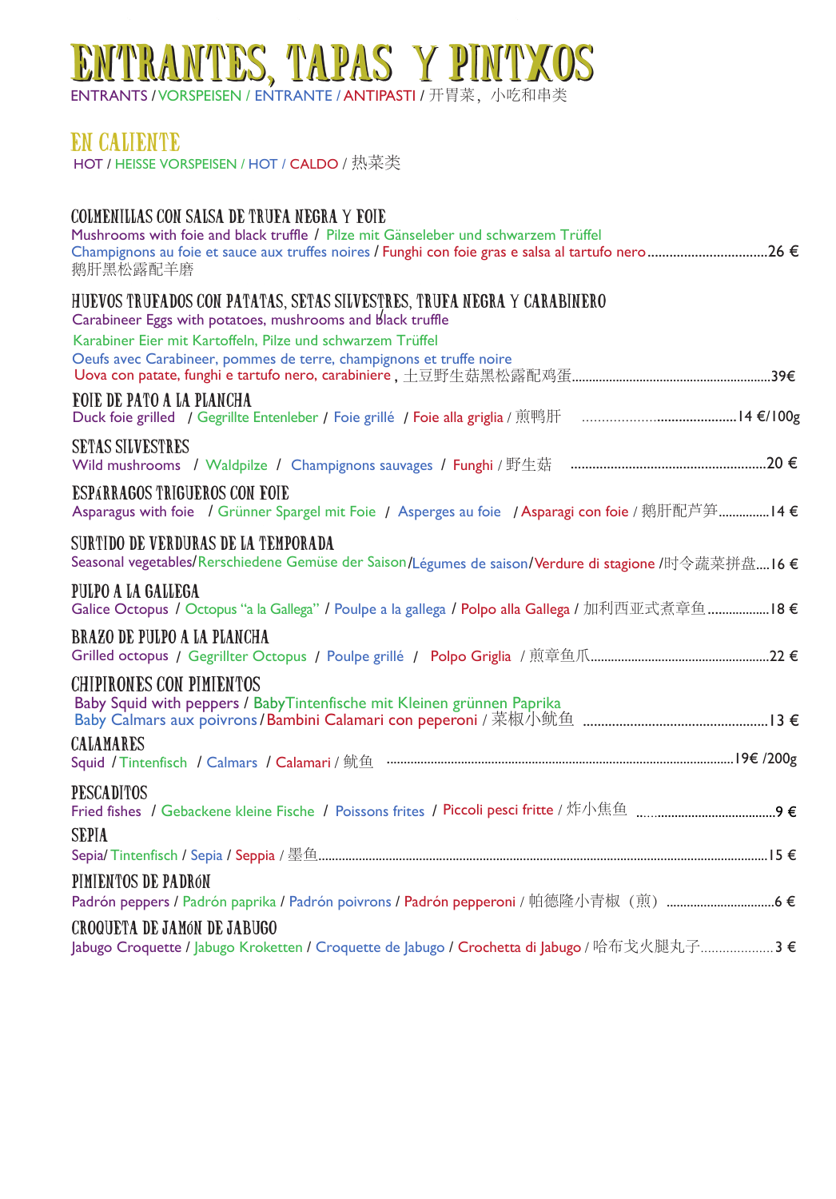# ENTRANTES, TAPAS Y PINTXOS

ENTRANTS / VORSPEISEN / ENTRANTE / ANTIPASTI / 开胃菜，小吃和串类

## EN CALIENTE

HOT / HEISSE VORSPEISEN / HOT / CALDO / 热菜类

### COLMENILLAS CON SALSA DE TRUFA NEGRA Y FOIE

Mushrooms with foie and black truffle / Pilze mit Gänseleber und schwarzem Trüffel
Champignons au foie et sauce aux truffes noires / Funghi con foie gras e salsa al tartufo nero................................26 €
鹅肝黑松露配羊磨

### HUEVOS TRUFADOS CON PATATAS, SETAS SILVESTRES, TRUFA NEGRA Y CARABINERO

Carabineer Eggs with potatoes, mushrooms and black truffle
Karabiner Eier mit Kartoffeln, Pilze und schwarzem Trüffel
Oeufs avec Carabineer, pommes de terre, champignons et truffe noire
Uova con patate, funghi e tartufo nero, carabiniere , 土豆野生菇黑松露配鸡蛋.........................................................39€

### FOIE DE PATO A LA PLANCHA

Duck foie grilled / Gegrillte Entenleber / Foie grillé / Foie alla griglia / 煎鸭肝 .........................................14 €/100g

### SETAS SILVESTRES

Wild mushrooms / Waldpilze / Champignons sauvages / Funghi / 野生菇 .....................................................20 €

### ESPÁRRAGOS TRIGUEROS CON FOIE

Asparagus with foie / Grünner Spargel mit Foie / Asperges au foie / Asparagi con foie / 鹅肝配芦笋..............14 €

### SURTIDO DE VERDURAS DE LA TEMPORADA

Seasonal vegetables/Rerschiedene Gemüse der Saison/Légumes de saison/Verdure di stagione /时令蔬菜拼盘....16 €

### PULPO A LA GALLEGA

Galice Octopus / Octopus "a la Gallega" / Poulpe a la gallega / Polpo alla Gallega / 加利西亚式煮章鱼.................18 €

### BRAZO DE PULPO A LA PLANCHA

Grilled octopus / Gegrillter Octopus / Poulpe grillé / Polpo Griglia / 煎章鱼爪.....................................................22 €

### CHIPIRONES CON PIMIENTOS

Baby Squid with peppers / BabyTintenfische mit Kleinen grünnen Paprika
Baby Calmars aux poivrons / Bambini Calamari con peperoni / 菜椒小鱿鱼 .................................................13 €

### CALAMARES

Squid / Tintenfisch / Calmars / Calamari / 鱿鱼 ......................................................................................19€ /200g

### PESCADITOS

Fried fishes / Gebackene kleine Fische / Poissons frites / Piccoli pesci fritte / 炸小焦鱼 .......................................9 €

### SEPIA

Sepia/ Tintenfisch / Sepia / Seppia / 墨鱼...........................................................................................................15 €

### PIMIENTOS DE PADRÓN

Padrón peppers / Padrón paprika / Padrón poivrons / Padrón pepperoni / 帕德隆小青椒（煎） ...............................6 €

### CROQUETA DE JAMÓN DE JABUGO

Jabugo Croquette / Jabugo Kroketten / Croquette de Jabugo / Crochetta di Jabugo / 哈布戈火腿丸子....................3 €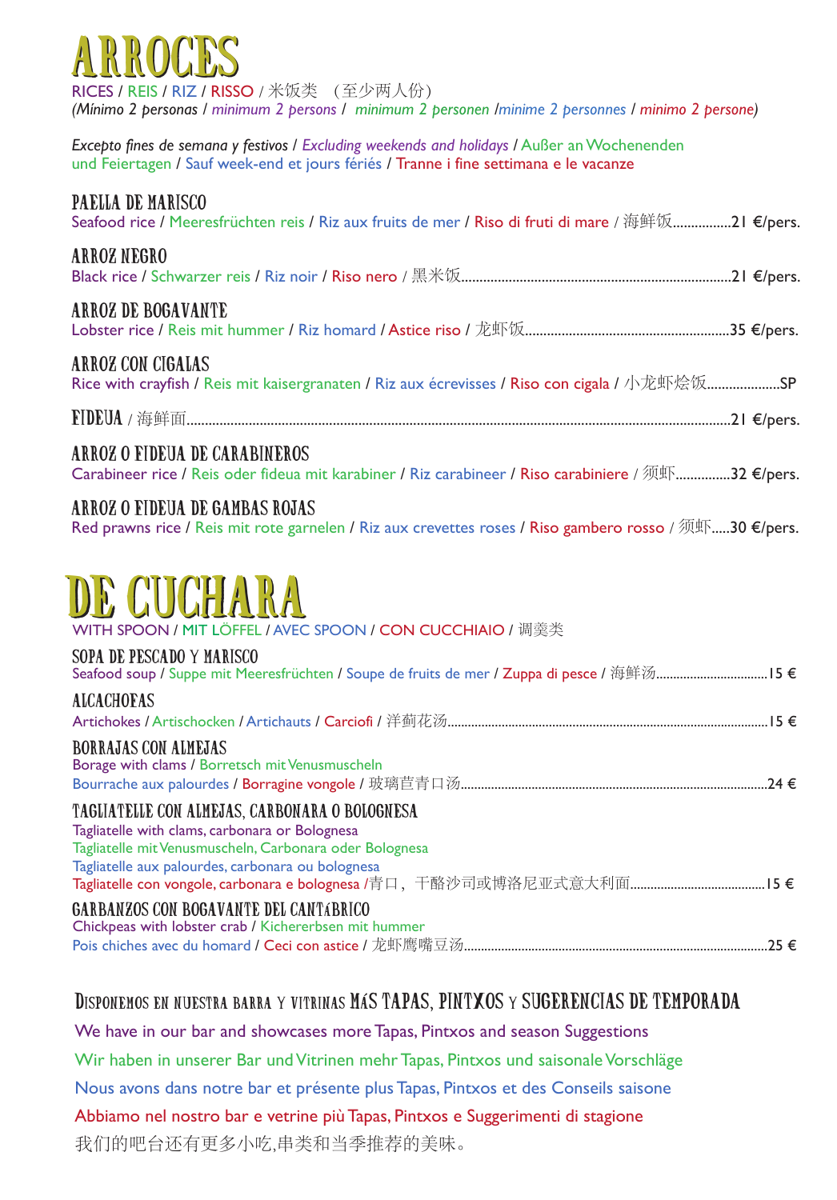# ARROCES

RICES / REIS / RIZ / RISSO / 米饭类 （至少两人份）
*(Mínimo 2 personas / minimum 2 persons / minimum 2 personen /minime 2 personnes / minimo 2 persone)*

*Excepto fines de semana y festivos / Excluding weekends and holidays /* Außer an Wochenenden und Feiertagen / Sauf week-end et jours fériés / Tranne i fine settimana e le vacanze

### PAELLA DE MARISCO
Seafood rice / Meeresfrüchten reis / Riz aux fruits de mer / Riso di fruti di mare / 海鲜饭................21 €/pers.

### ARROZ NEGRO
Black rice / Schwarzer reis / Riz noir / Riso nero / 黑米饭..........................................................................21 €/pers.

### ARROZ DE BOGAVANTE
Lobster rice / Reis mit hummer / Riz homard / Astice riso / 龙虾饭........................................................35 €/pers.

### ARROZ CON CIGALAS
Rice with crayfish / Reis mit kaisergranaten / Riz aux écrevisses / Riso con cigala / 小龙虾烩饭....................SP

### FIDEUA / 海鲜面...................................................................................................................................21 €/pers.

### ARROZ O FIDEUA DE CARABINEROS
Carabineer rice / Reis oder fideua mit karabiner / Riz carabineer / Riso carabiniere / 须虾...............32 €/pers.

### ARROZ O FIDEUA DE GAMBAS ROJAS
Red prawns rice / Reis mit rote garnelen / Riz aux crevettes roses / Riso gambero rosso / 须虾.....30 €/pers.

# DE CUCHARA

WITH SPOON / MIT LÖFFEL / AVEC SPOON / CON CUCCHIAIO / 调羹类

### SOPA DE PESCADO Y MARISCO
Seafood soup / Suppe mit Meeresfrüchten / Soupe de fruits de mer / Zuppa di pesce / 海鲜汤................................15 €

### ALCACHOFAS
Artichokes / Artischocken / Artichauts / Carciofi / 洋蓟花汤.............................................................................15 €

### BORRAJAS CON ALMEJAS
Borage with clams / Borretsch mit Venusmuscheln
Bourrache aux palourdes / Borragine vongole / 玻璃苣青口汤.........................................................................24 €

### TAGLIATELLE CON ALMEJAS, CARBONARA O BOLOGNESA
Tagliatelle with clams, carbonara or Bolognesa
Tagliatelle mit Venusmuscheln, Carbonara oder Bolognesa
Tagliatelle aux palourdes, carbonara ou bolognesa
Tagliatelle con vongole, carbonara e bolognesa /青口，干酪沙司或博洛尼亚式意大利面.......................................15 €

### GARBANZOS CON BOGAVANTE DEL CANTÁBRICO
Chickpeas with lobster crab / Kichererbsen mit hummer
Pois chiches avec du homard / Ceci con astice / 龙虾鹰嘴豆汤.........................................................................25 €

### DISPONEMOS EN NUESTRA BARRA Y VITRINAS MÁS TAPAS, PINTXOS Y SUGERENCIAS DE TEMPORADA

We have in our bar and showcases more Tapas, Pintxos and season Suggestions

Wir haben in unserer Bar und Vitrinen mehr Tapas, Pintxos und saisonale Vorschläge

Nous avons dans notre bar et présente plus Tapas, Pintxos et des Conseils saisone

Abbiamo nel nostro bar e vetrine più Tapas, Pintxos e Suggerimenti di stagione

我们的吧台还有更多小吃,串类和当季推荐的美味。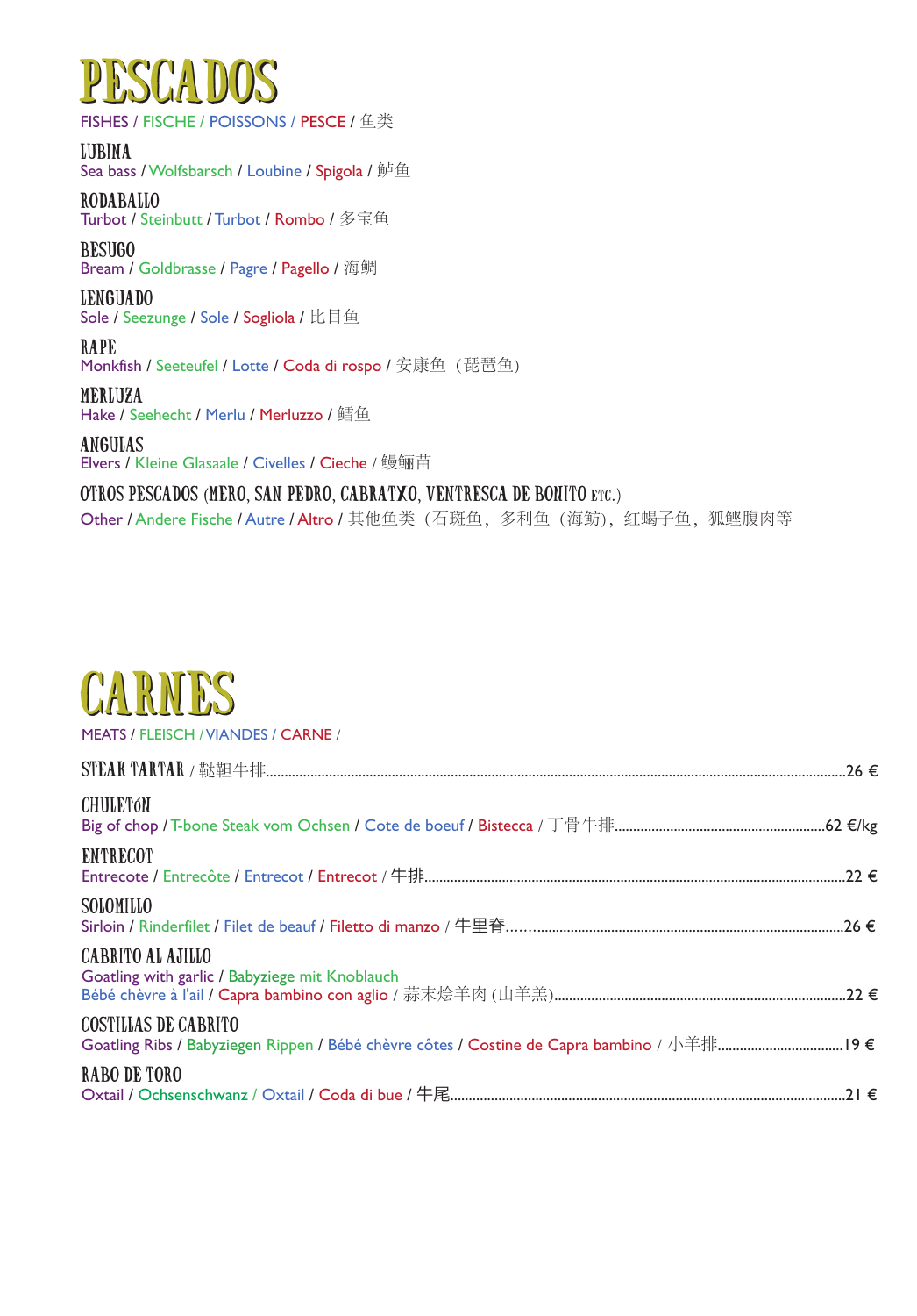# PESCADOS

FISHES / FISCHE / POISSONS / PESCE / 鱼类

**LUBINA**
Sea bass / Wolfsbarsch / Loubine / Spigola / 鲈鱼

**RODABALLO**
Turbot / Steinbutt / Turbot / Rombo / 多宝鱼

**BESUGO**
Bream / Goldbrasse / Pagre / Pagello / 海鲷

**LENGUADO**
Sole / Seezunge / Sole / Sogliola / 比目鱼

**RAPE**
Monkfish / Seeteufel / Lotte / Coda di rospo / 安康鱼（琵琶鱼）

**MERLUZA**
Hake / Seehecht / Merlu / Merluzzo / 鳕鱼

**ANGULAS**
Elvers / Kleine Glasaale / Civelles / Cieche / 鳗鲡苗

**OTROS PESCADOS (MERO, SAN PEDRO, CABRATXO, VENTRESCA DE BONITO ETC.)**
Other / Andere Fische / Autre / Altro / 其他鱼类（石斑鱼，多利鱼（海鲂），红蝎子鱼，狐鲣腹肉等

# CARNES

MEATS / FLEISCH / VIANDES / CARNE /

**STEAK TARTAR** / 鞑靼牛排 ........ 26 €

**CHULETÓN**
Big of chop / T-bone Steak vom Ochsen / Cote de boeuf / Bistecca / 丁骨牛排 ........ 62 €/kg

**ENTRECOT**
Entrecote / Entrecôte / Entrecot / Entrecot / 牛排 ........ 22 €

**SOLOMILLO**
Sirloin / Rinderfilet / Filet de beauf / Filetto di manzo / 牛里脊 ........ 26 €

**CABRITO AL AJILLO**
Goatling with garlic / Babyziege mit Knoblauch
Bébé chèvre à l'ail / Capra bambino con aglio / 蒜末烩羊肉 (山羊羔) ........ 22 €

**COSTILLAS DE CABRITO**
Goatling Ribs / Babyziegen Rippen / Bébé chèvre côtes / Costine de Capra bambino / 小羊排 ........ 19 €

**RABO DE TORO**
Oxtail / Ochsenschwanz / Oxtail / Coda di bue / 牛尾 ........ 21 €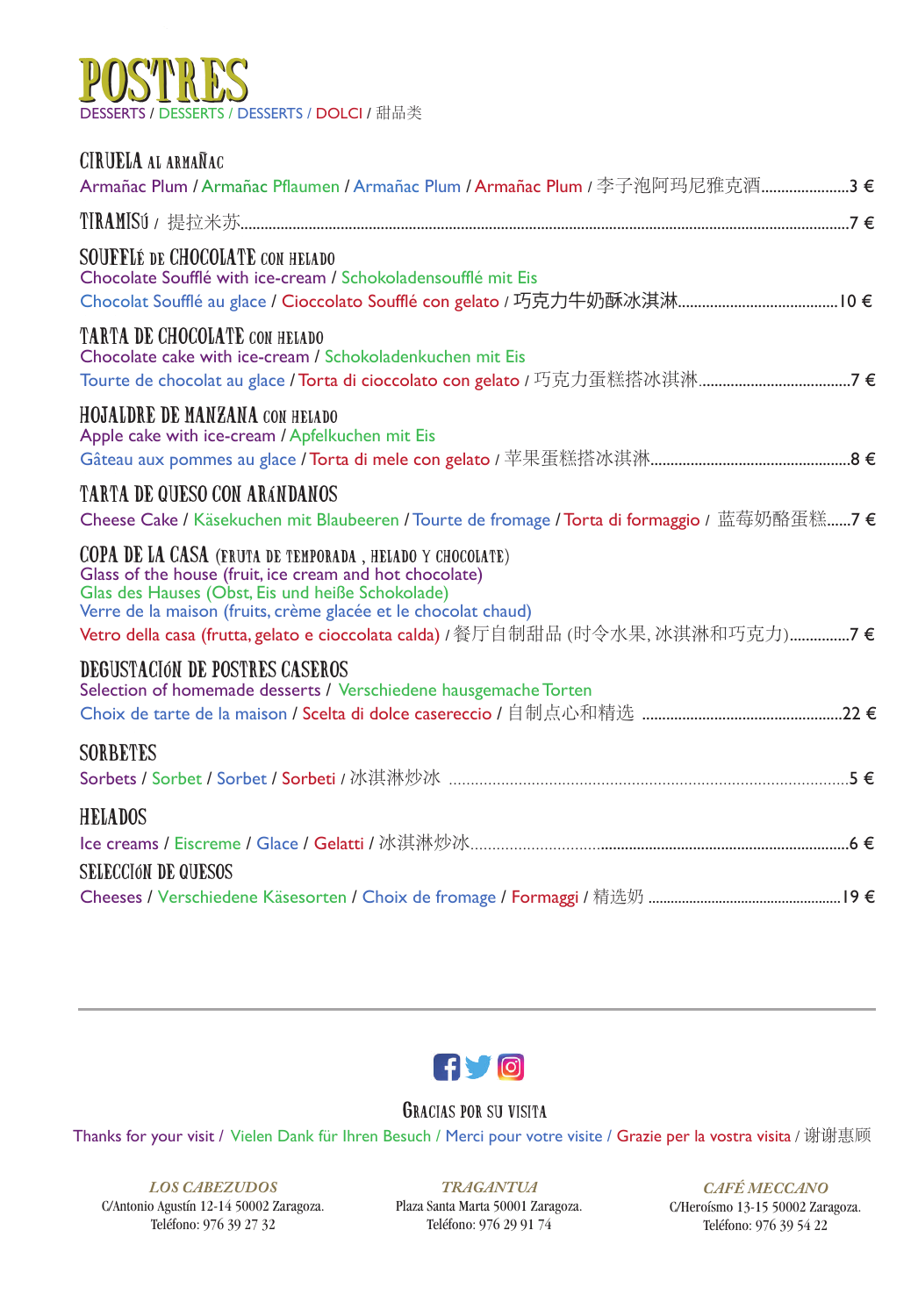# POSTRES

DESSERTS / DESSERTS / DESSERTS / DOLCI / 甜品类

## CIRUELA AL ARMAÑAC

Armañac Plum / Armañac Pflaumen / Armañac Plum / Armañac Plum / 李子泡阿玛尼雅克酒......................3 €

## TIRAMISÚ / 提拉米苏..........................................................................................................7 €

## SOUFFLÉ DE CHOCOLATE CON HELADO

Chocolate Soufflé with ice-cream / Schokoladensoufflé mit Eis
Chocolat Soufflé au glace / Cioccolato Soufflé con gelato / 巧克力牛奶酥冰淇淋........................................10 €

## TARTA DE CHOCOLATE CON HELADO

Chocolate cake with ice-cream / Schokoladenkuchen mit Eis
Tourte de chocolat au glace / Torta di cioccolato con gelato / 巧克力蛋糕搭冰淇淋......................................7 €

## HOJALDRE DE MANZANA CON HELADO

Apple cake with ice-cream / Apfelkuchen mit Eis
Gâteau aux pommes au glace / Torta di mele con gelato / 苹果蛋糕搭冰淇淋..................................................8 €

## TARTA DE QUESO CON ARÁNDANOS

Cheese Cake / Käsekuchen mit Blaubeeren / Tourte de fromage / Torta di formaggio / 蓝莓奶酪蛋糕......7 €

## COPA DE LA CASA (FRUTA DE TEMPORADA , HELADO Y CHOCOLATE)

Glass of the house (fruit, ice cream and hot chocolate)
Glas des Hauses (Obst, Eis und heiße Schokolade)
Verre de la maison (fruits, crème glacée et le chocolat chaud)
Vetro della casa (frutta, gelato e cioccolata calda) / 餐厅自制甜品 (时令水果, 冰淇淋和巧克力)...............7 €

## DEGUSTACIÓN DE POSTRES CASEROS

Selection of homemade desserts / Verschiedene hausgemache Torten
Choix de tarte de la maison / Scelta di dolce casereccio / 自制点心和精选 ..................................................22 €

## SORBETES

Sorbets / Sorbet / Sorbet / Sorbeti / 冰淇淋炒冰 ..........................................................................................5 €

## HELADOS

Ice creams / Eiscreme / Glace / Gelatti / 冰淇淋炒冰..........................................................................................6 €

## SELECCIÓN DE QUESOS

Cheeses / Verschiedene Käsesorten / Choix de fromage / Formaggi / 精选奶 ..................................................19 €

---

GRACIAS POR SU VISITA

Thanks for your visit / Vielen Dank für Ihren Besuch / Merci pour votre visite / Grazie per la vostra visita / 谢谢惠顾

*LOS CABEZUDOS*
C/Antonio Agustín 12-14 50002 Zaragoza.
Teléfono: 976 39 27 32

*TRAGANTUA*
Plaza Santa Marta 50001 Zaragoza.
Teléfono: 976 29 91 74

*CAFÉ MECCANO*
C/Heroísmo 13-15 50002 Zaragoza.
Teléfono: 976 39 54 22